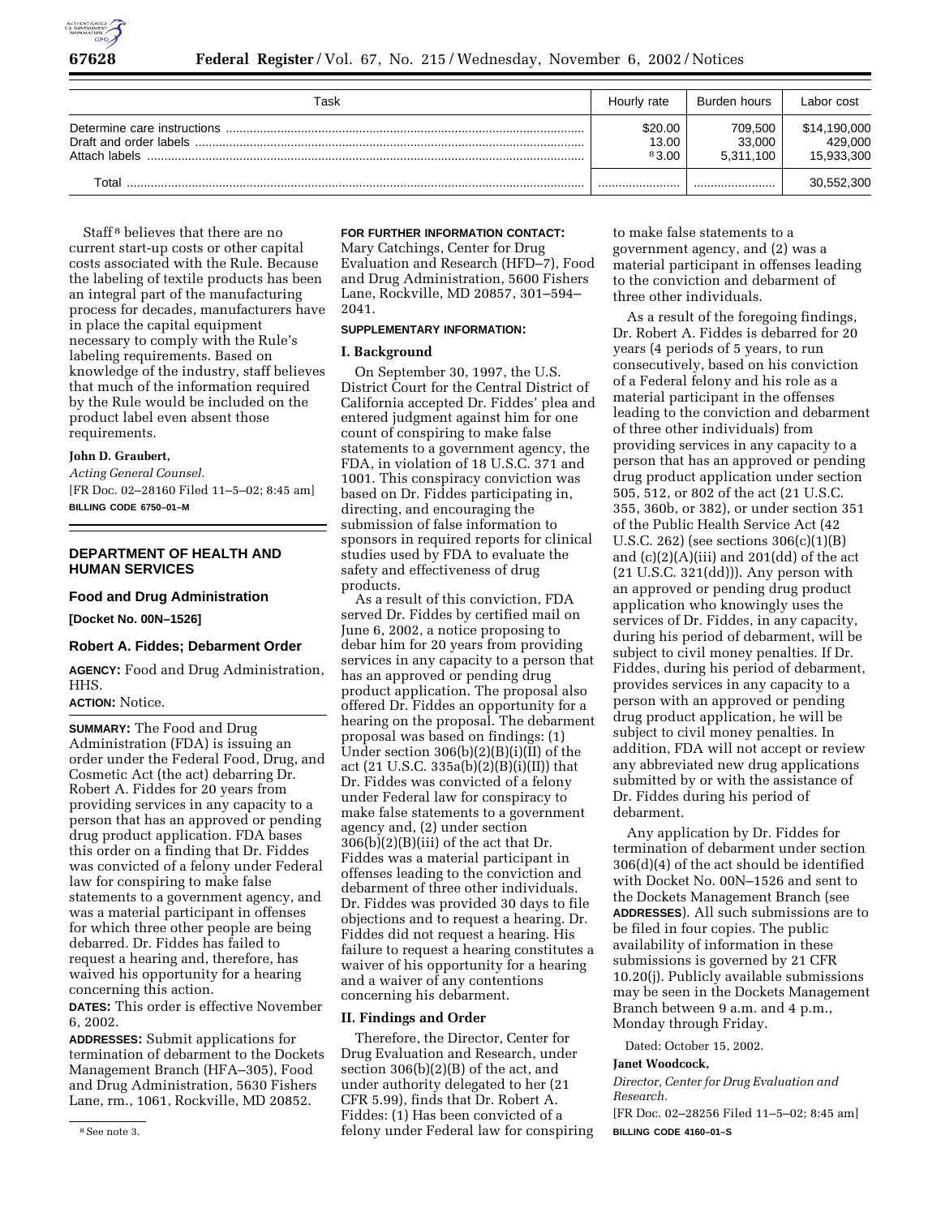| Task | Hourly rate | Burden hours | Labor cost |
|---|---|---|---|
| Determine care instructions | $20.00 | 709,500 | $14,190,000 |
| Draft and order labels | 13.00 | 33,000 | 429,000 |
| Attach labels | [8] 3.00 | 5,311,100 | 15,933,300 |
| Total | | | 30,552,300 |

Staff[8] believes that there are no current start-up costs or other capital costs associated with the Rule. Because the labeling of textile products has been an integral part of the manufacturing process for decades, manufacturers have in place the capital equipment necessary to comply with the Rule's labeling requirements. Based on knowledge of the industry, staff believes that much of the information required by the Rule would be included on the product label even absent those requirements.

**John D. Graubert,**

*Acting General Counsel.*

[FR Doc. 02–28160 Filed 11–5–02; 8:45 am]

**BILLING CODE 6750–01–M**

[8] See note 3.

## DEPARTMENT OF HEALTH AND HUMAN SERVICES

### Food and Drug Administration

**[Docket No. 00N–1526]**

### Robert A. Fiddes; Debarment Order

**AGENCY:** Food and Drug Administration, HHS.

**ACTION:** Notice.

**SUMMARY:** The Food and Drug Administration (FDA) is issuing an order under the Federal Food, Drug, and Cosmetic Act (the act) debarring Dr. Robert A. Fiddes for 20 years from providing services in any capacity to a person that has an approved or pending drug product application. FDA bases this order on a finding that Dr. Fiddes was convicted of a felony under Federal law for conspiring to make false statements to a government agency, and was a material participant in offenses for which three other people are being debarred. Dr. Fiddes has failed to request a hearing and, therefore, has waived his opportunity for a hearing concerning this action.

**DATES:** This order is effective November 6, 2002.

**ADDRESSES:** Submit applications for termination of debarment to the Dockets Management Branch (HFA–305), Food and Drug Administration, 5630 Fishers Lane, rm., 1061, Rockville, MD 20852.

**FOR FURTHER INFORMATION CONTACT:** Mary Catchings, Center for Drug Evaluation and Research (HFD–7), Food and Drug Administration, 5600 Fishers Lane, Rockville, MD 20857, 301–594–2041.

**SUPPLEMENTARY INFORMATION:**

**I. Background**

On September 30, 1997, the U.S. District Court for the Central District of California accepted Dr. Fiddes' plea and entered judgment against him for one count of conspiring to make false statements to a government agency, the FDA, in violation of 18 U.S.C. 371 and 1001. This conspiracy conviction was based on Dr. Fiddes participating in, directing, and encouraging the submission of false information to sponsors in required reports for clinical studies used by FDA to evaluate the safety and effectiveness of drug products.

As a result of this conviction, FDA served Dr. Fiddes by certified mail on June 6, 2002, a notice proposing to debar him for 20 years from providing services in any capacity to a person that has an approved or pending drug product application. The proposal also offered Dr. Fiddes an opportunity for a hearing on the proposal. The debarment proposal was based on findings: (1) Under section 306(b)(2)(B)(i)(II) of the act (21 U.S.C. 335a(b)(2)(B)(i)(II)) that Dr. Fiddes was convicted of a felony under Federal law for conspiracy to make false statements to a government agency and, (2) under section 306(b)(2)(B)(iii) of the act that Dr. Fiddes was a material participant in offenses leading to the conviction and debarment of three other individuals. Dr. Fiddes was provided 30 days to file objections and to request a hearing. Dr. Fiddes did not request a hearing. His failure to request a hearing constitutes a waiver of his opportunity for a hearing and a waiver of any contentions concerning his debarment.

**II. Findings and Order**

Therefore, the Director, Center for Drug Evaluation and Research, under section 306(b)(2)(B) of the act, and under authority delegated to her (21 CFR 5.99), finds that Dr. Robert A. Fiddes: (1) Has been convicted of a felony under Federal law for conspiring to make false statements to a government agency, and (2) was a material participant in offenses leading to the conviction and debarment of three other individuals.

As a result of the foregoing findings, Dr. Robert A. Fiddes is debarred for 20 years (4 periods of 5 years, to run consecutively, based on his conviction of a Federal felony and his role as a material participant in the offenses leading to the conviction and debarment of three other individuals) from providing services in any capacity to a person that has an approved or pending drug product application under section 505, 512, or 802 of the act (21 U.S.C. 355, 360b, or 382), or under section 351 of the Public Health Service Act (42 U.S.C. 262) (see sections 306(c)(1)(B) and (c)(2)(A)(iii) and 201(dd) of the act (21 U.S.C. 321(dd))). Any person with an approved or pending drug product application who knowingly uses the services of Dr. Fiddes, in any capacity, during his period of debarment, will be subject to civil money penalties. If Dr. Fiddes, during his period of debarment, provides services in any capacity to a person with an approved or pending drug product application, he will be subject to civil money penalties. In addition, FDA will not accept or review any abbreviated new drug applications submitted by or with the assistance of Dr. Fiddes during his period of debarment.

Any application by Dr. Fiddes for termination of debarment under section 306(d)(4) of the act should be identified with Docket No. 00N–1526 and sent to the Dockets Management Branch (see **ADDRESSES**). All such submissions are to be filed in four copies. The public availability of information in these submissions is governed by 21 CFR 10.20(j). Publicly available submissions may be seen in the Dockets Management Branch between 9 a.m. and 4 p.m., Monday through Friday.

Dated: October 15, 2002.

**Janet Woodcock,**

*Director, Center for Drug Evaluation and Research.*

[FR Doc. 02–28256 Filed 11–5–02; 8:45 am]

**BILLING CODE 4160–01–S**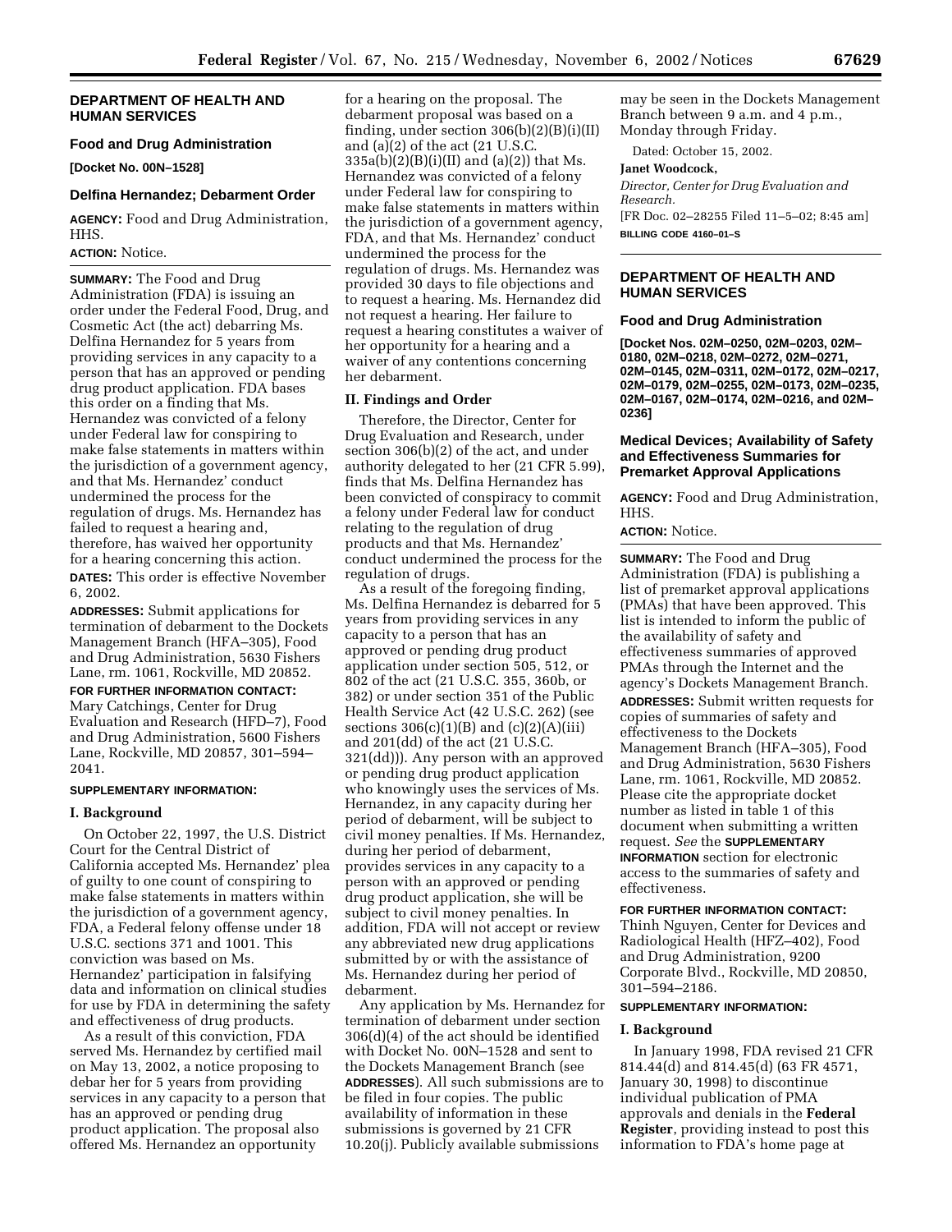## DEPARTMENT OF HEALTH AND HUMAN SERVICES

### Food and Drug Administration

**[Docket No. 00N–1528]**

### Delfina Hernandez; Debarment Order

**AGENCY:** Food and Drug Administration, HHS.

**ACTION:** Notice.

**SUMMARY:** The Food and Drug Administration (FDA) is issuing an order under the Federal Food, Drug, and Cosmetic Act (the act) debarring Ms. Delfina Hernandez for 5 years from providing services in any capacity to a person that has an approved or pending drug product application. FDA bases this order on a finding that Ms. Hernandez was convicted of a felony under Federal law for conspiring to make false statements in matters within the jurisdiction of a government agency, and that Ms. Hernandez' conduct undermined the process for the regulation of drugs. Ms. Hernandez has failed to request a hearing and, therefore, has waived her opportunity for a hearing concerning this action.

**DATES:** This order is effective November 6, 2002.

**ADDRESSES:** Submit applications for termination of debarment to the Dockets Management Branch (HFA–305), Food and Drug Administration, 5630 Fishers Lane, rm. 1061, Rockville, MD 20852.

**FOR FURTHER INFORMATION CONTACT:** Mary Catchings, Center for Drug Evaluation and Research (HFD–7), Food and Drug Administration, 5600 Fishers Lane, Rockville, MD 20857, 301–594–2041.

**SUPPLEMENTARY INFORMATION:**

**I. Background**

On October 22, 1997, the U.S. District Court for the Central District of California accepted Ms. Hernandez' plea of guilty to one count of conspiring to make false statements in matters within the jurisdiction of a government agency, FDA, a Federal felony offense under 18 U.S.C. sections 371 and 1001. This conviction was based on Ms. Hernandez' participation in falsifying data and information on clinical studies for use by FDA in determining the safety and effectiveness of drug products.

As a result of this conviction, FDA served Ms. Hernandez by certified mail on May 13, 2002, a notice proposing to debar her for 5 years from providing services in any capacity to a person that has an approved or pending drug product application. The proposal also offered Ms. Hernandez an opportunity for a hearing on the proposal. The debarment proposal was based on a finding, under section 306(b)(2)(B)(i)(II) and (a)(2) of the act (21 U.S.C. 335a(b)(2)(B)(i)(II) and (a)(2)) that Ms. Hernandez was convicted of a felony under Federal law for conspiring to make false statements in matters within the jurisdiction of a government agency, FDA, and that Ms. Hernandez' conduct undermined the process for the regulation of drugs. Ms. Hernandez was provided 30 days to file objections and to request a hearing. Ms. Hernandez did not request a hearing. Her failure to request a hearing constitutes a waiver of her opportunity for a hearing and a waiver of any contentions concerning her debarment.

**II. Findings and Order**

Therefore, the Director, Center for Drug Evaluation and Research, under section 306(b)(2) of the act, and under authority delegated to her (21 CFR 5.99), finds that Ms. Delfina Hernandez has been convicted of conspiracy to commit a felony under Federal law for conduct relating to the regulation of drug products and that Ms. Hernandez' conduct undermined the process for the regulation of drugs.

As a result of the foregoing finding, Ms. Delfina Hernandez is debarred for 5 years from providing services in any capacity to a person that has an approved or pending drug product application under section 505, 512, or 802 of the act (21 U.S.C. 355, 360b, or 382) or under section 351 of the Public Health Service Act (42 U.S.C. 262) (see sections 306(c)(1)(B) and (c)(2)(A)(iii) and 201(dd) of the act (21 U.S.C. 321(dd))). Any person with an approved or pending drug product application who knowingly uses the services of Ms. Hernandez, in any capacity during her period of debarment, will be subject to civil money penalties. If Ms. Hernandez, during her period of debarment, provides services in any capacity to a person with an approved or pending drug product application, she will be subject to civil money penalties. In addition, FDA will not accept or review any abbreviated new drug applications submitted by or with the assistance of Ms. Hernandez during her period of debarment.

Any application by Ms. Hernandez for termination of debarment under section 306(d)(4) of the act should be identified with Docket No. 00N–1528 and sent to the Dockets Management Branch (see **ADDRESSES**). All such submissions are to be filed in four copies. The public availability of information in these submissions is governed by 21 CFR 10.20(j). Publicly available submissions may be seen in the Dockets Management Branch between 9 a.m. and 4 p.m., Monday through Friday.

Dated: October 15, 2002.

**Janet Woodcock,**

*Director, Center for Drug Evaluation and Research.*

[FR Doc. 02–28255 Filed 11–5–02; 8:45 am]

**BILLING CODE 4160–01–S**

## DEPARTMENT OF HEALTH AND HUMAN SERVICES

### Food and Drug Administration

**[Docket Nos. 02M–0250, 02M–0203, 02M–0180, 02M–0218, 02M–0272, 02M–0271, 02M–0145, 02M–0311, 02M–0172, 02M–0217, 02M–0179, 02M–0255, 02M–0173, 02M–0235, 02M–0167, 02M–0174, 02M–0216, and 02M–0236]**

### Medical Devices; Availability of Safety and Effectiveness Summaries for Premarket Approval Applications

**AGENCY:** Food and Drug Administration, HHS.

**ACTION:** Notice.

**SUMMARY:** The Food and Drug Administration (FDA) is publishing a list of premarket approval applications (PMAs) that have been approved. This list is intended to inform the public of the availability of safety and effectiveness summaries of approved PMAs through the Internet and the agency's Dockets Management Branch.

**ADDRESSES:** Submit written requests for copies of summaries of safety and effectiveness to the Dockets Management Branch (HFA–305), Food and Drug Administration, 5630 Fishers Lane, rm. 1061, Rockville, MD 20852. Please cite the appropriate docket number as listed in table 1 of this document when submitting a written request. *See* the **SUPPLEMENTARY INFORMATION** section for electronic access to the summaries of safety and effectiveness.

**FOR FURTHER INFORMATION CONTACT:** Thinh Nguyen, Center for Devices and Radiological Health (HFZ–402), Food and Drug Administration, 9200 Corporate Blvd., Rockville, MD 20850, 301–594–2186.

**SUPPLEMENTARY INFORMATION:**

**I. Background**

In January 1998, FDA revised 21 CFR 814.44(d) and 814.45(d) (63 FR 4571, January 30, 1998) to discontinue individual publication of PMA approvals and denials in the **Federal Register**, providing instead to post this information to FDA's home page at